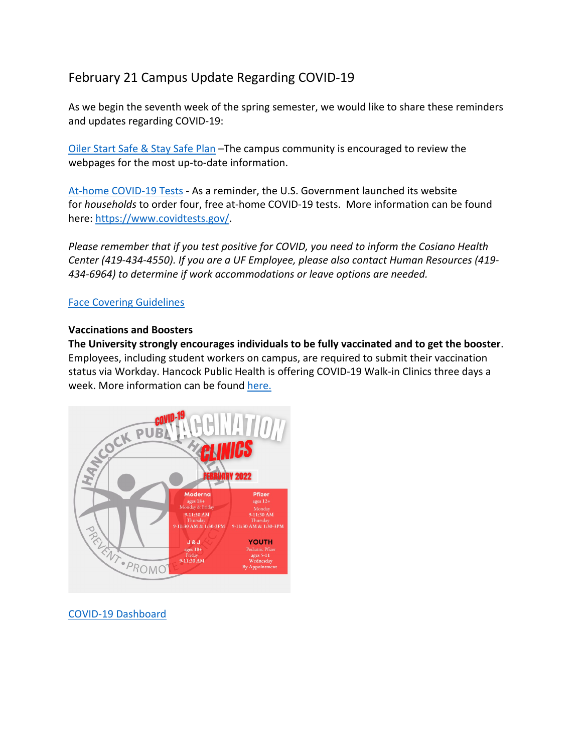# February 21 Campus Update Regarding COVID-19

As we begin the seventh week of the spring semester, we would like to share these reminders and updates regarding COVID-19:

Oiler Start Safe & Stay Safe Plan –The campus community is encouraged to review the webpages for the most up-to-date information.

At-home COVID-19 Tests - As a reminder, the U.S. Government launched its website for *households* to order four, free at-home COVID-19 tests. More information can be found here: https://www.covidtests.gov/.

*Please remember that if you test positive for COVID, you need to inform the Cosiano Health Center (419-434-4550). If you are a UF Employee, please also contact Human Resources (419-434-6964) to determine if work accommodations or leave options are needed.*

Face Covering Guidelines

**Vaccinations and Boosters**

**The University strongly encourages individuals to be fully vaccinated and to get the booster**. Employees, including student workers on campus, are required to submit their vaccination status via Workday. Hancock Public Health is offering COVID-19 Walk-in Clinics three days a week. More information can be found here.

COVID-19 VACCINATION CLINICS

FEBRUARY 2022

Moderna
ages 18+
Monday & Friday
9-11:30 AM
Thursday
9-11:30 AM & 1:30-3PM

Pfizer
ages 12+
Monday
9-11:30 AM
Thursday
9-11:30 AM & 1:30-3PM

J & J
ages 18+
Friday
9-11:30 AM

YOUTH
Pediatric Pfizer
ages 5-11
Wednesday
By Appointment

COVID-19 Dashboard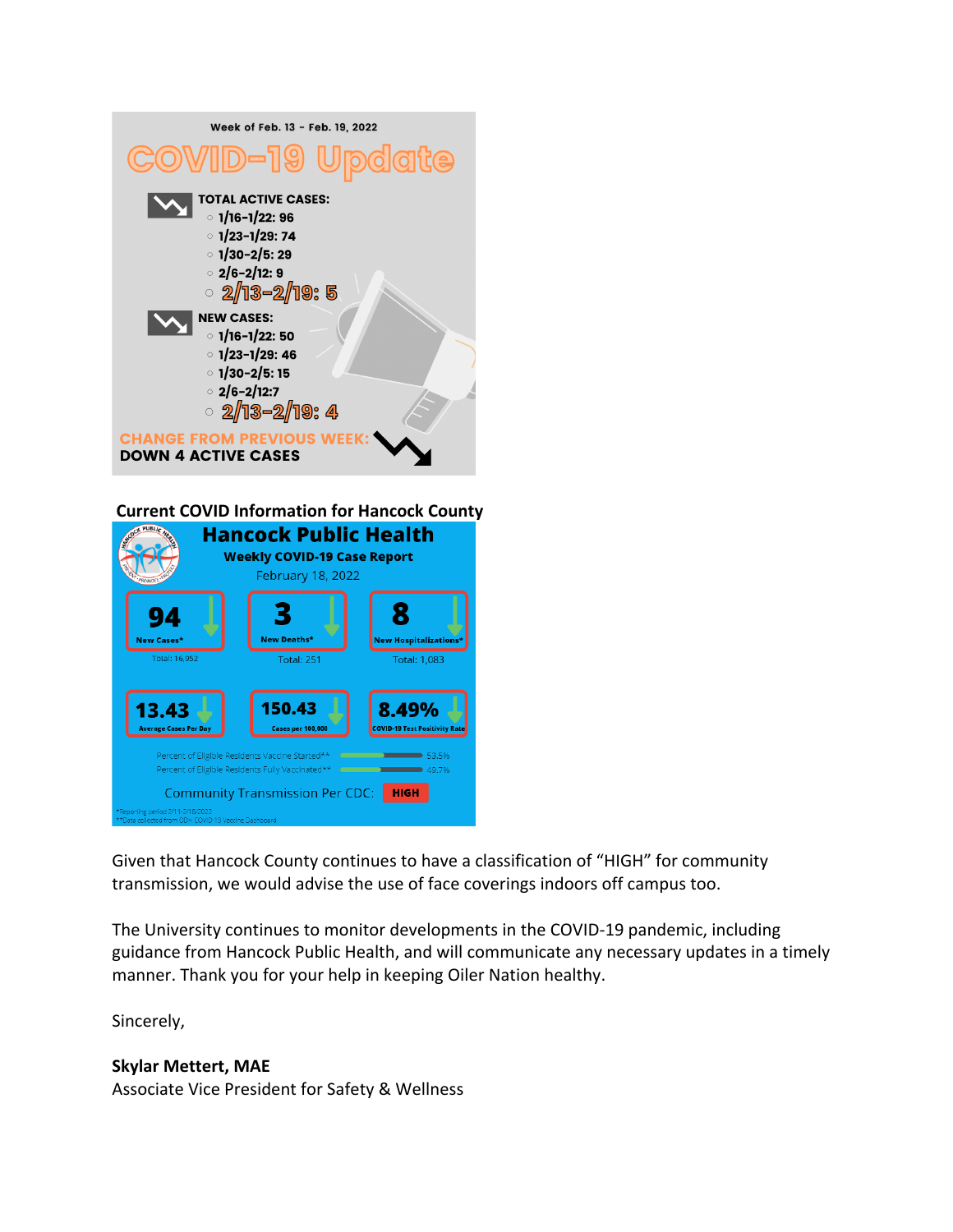Week of Feb. 13 - Feb. 19, 2022

# COVID-19 Update

**TOTAL ACTIVE CASES:**

- 1/16-1/22: 96
- 1/23-1/29: 74
- 1/30-2/5: 29
- 2/6-2/12: 9
- **2/13-2/19: 5**

**NEW CASES:**

- 1/16-1/22: 50
- 1/23-1/29: 46
- 1/30-2/5: 15
- 2/6-2/12:7
- **2/13-2/19: 4**

**CHANGE FROM PREVIOUS WEEK:**
**DOWN 4 ACTIVE CASES**

**Current COVID Information for Hancock County**

## Hancock Public Health

**Weekly COVID-19 Case Report**

February 18, 2022

| | | |
|---|---|---|
| **94** New Cases* | **3** New Deaths* | **8** New Hospitalizations* |
| Total: 16,952 | Total: 251 | Total: 1,083 |
| **13.43** Average Cases Per Day | **150.43** Cases per 100,000 | **8.49%** COVID-19 Test Positivity Rate |

Percent of Eligible Residents Vaccine Started** 53.5%

Percent of Eligible Residents Fully Vaccinated** 49.7%

Community Transmission Per CDC: **HIGH**

*Reporting period 2/11-2/18/2022
**Data collected from ODH COVID-19 Vaccine Dashboard

Given that Hancock County continues to have a classification of "HIGH" for community transmission, we would advise the use of face coverings indoors off campus too.

The University continues to monitor developments in the COVID-19 pandemic, including guidance from Hancock Public Health, and will communicate any necessary updates in a timely manner. Thank you for your help in keeping Oiler Nation healthy.

Sincerely,

**Skylar Mettert, MAE**
Associate Vice President for Safety & Wellness